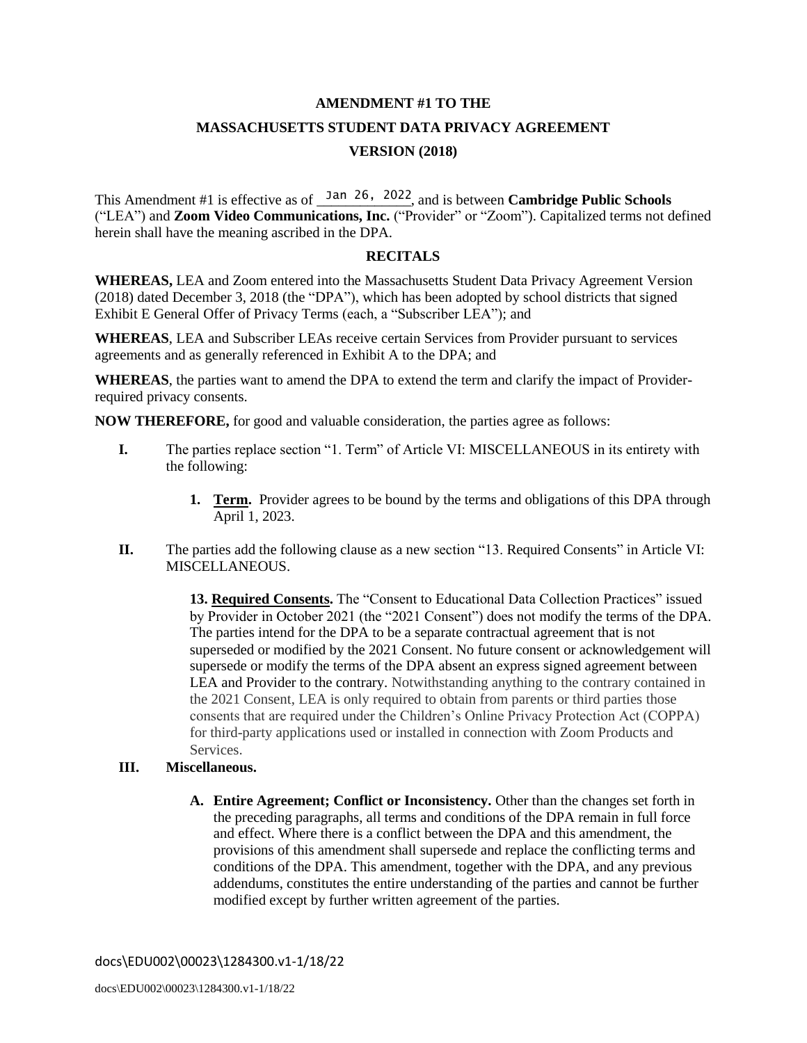# AMENDMENT #1 TO THE MASSACHUSETTS STUDENT DATA PRIVACY AGREEMENT VERSION (2018)

This Amendment #1 is effective as of Jan 26, 2022, and is between **Cambridge Public Schools** ("LEA") and **Zoom Video Communications, Inc.** ("Provider" or "Zoom"). Capitalized terms not defined herein shall have the meaning ascribed in the DPA.

## RECITALS

**WHEREAS,** LEA and Zoom entered into the Massachusetts Student Data Privacy Agreement Version (2018) dated December 3, 2018 (the "DPA"), which has been adopted by school districts that signed Exhibit E General Offer of Privacy Terms (each, a "Subscriber LEA"); and

**WHEREAS**, LEA and Subscriber LEAs receive certain Services from Provider pursuant to services agreements and as generally referenced in Exhibit A to the DPA; and

**WHEREAS**, the parties want to amend the DPA to extend the term and clarify the impact of Provider-required privacy consents.

**NOW THEREFORE,** for good and valuable consideration, the parties agree as follows:

**I.** The parties replace section "1. Term" of Article VI: MISCELLANEOUS in its entirety with the following:

> **1. Term.** Provider agrees to be bound by the terms and obligations of this DPA through April 1, 2023.

**II.** The parties add the following clause as a new section "13. Required Consents" in Article VI: MISCELLANEOUS.

> **13. Required Consents.** The "Consent to Educational Data Collection Practices" issued by Provider in October 2021 (the "2021 Consent") does not modify the terms of the DPA. The parties intend for the DPA to be a separate contractual agreement that is not superseded or modified by the 2021 Consent. No future consent or acknowledgement will supersede or modify the terms of the DPA absent an express signed agreement between LEA and Provider to the contrary. Notwithstanding anything to the contrary contained in the 2021 Consent, LEA is only required to obtain from parents or third parties those consents that are required under the Children's Online Privacy Protection Act (COPPA) for third-party applications used or installed in connection with Zoom Products and Services.

**III. Miscellaneous.**

> **A. Entire Agreement; Conflict or Inconsistency.** Other than the changes set forth in the preceding paragraphs, all terms and conditions of the DPA remain in full force and effect. Where there is a conflict between the DPA and this amendment, the provisions of this amendment shall supersede and replace the conflicting terms and conditions of the DPA. This amendment, together with the DPA, and any previous addendums, constitutes the entire understanding of the parties and cannot be further modified except by further written agreement of the parties.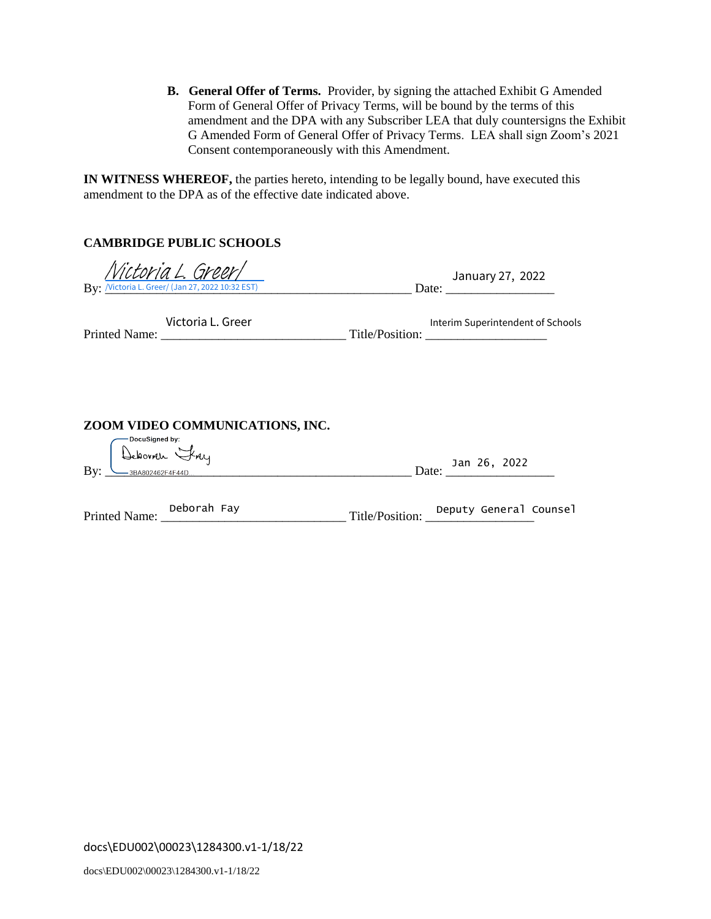**B. General Offer of Terms.** Provider, by signing the attached Exhibit G Amended Form of General Offer of Privacy Terms, will be bound by the terms of this amendment and the DPA with any Subscriber LEA that duly countersigns the Exhibit G Amended Form of General Offer of Privacy Terms. LEA shall sign Zoom's 2021 Consent contemporaneously with this Amendment.

**IN WITNESS WHEREOF,** the parties hereto, intending to be legally bound, have executed this amendment to the DPA as of the effective date indicated above.

**CAMBRIDGE PUBLIC SCHOOLS**

By: /Victoria L. Greer/
/Victoria L. Greer/ (Jan 27, 2022 10:32 EST) Date: January 27, 2022

Printed Name: Victoria L. Greer Title/Position: Interim Superintendent of Schools

**ZOOM VIDEO COMMUNICATIONS, INC.**

By: DocuSigned by: Deborah Fay
3BA802462F4F44D... Date: Jan 26, 2022

Printed Name: Deborah Fay Title/Position: Deputy General Counsel

docs\EDU002\00023\1284300.v1-1/18/22

docs\EDU002\00023\1284300.v1-1/18/22